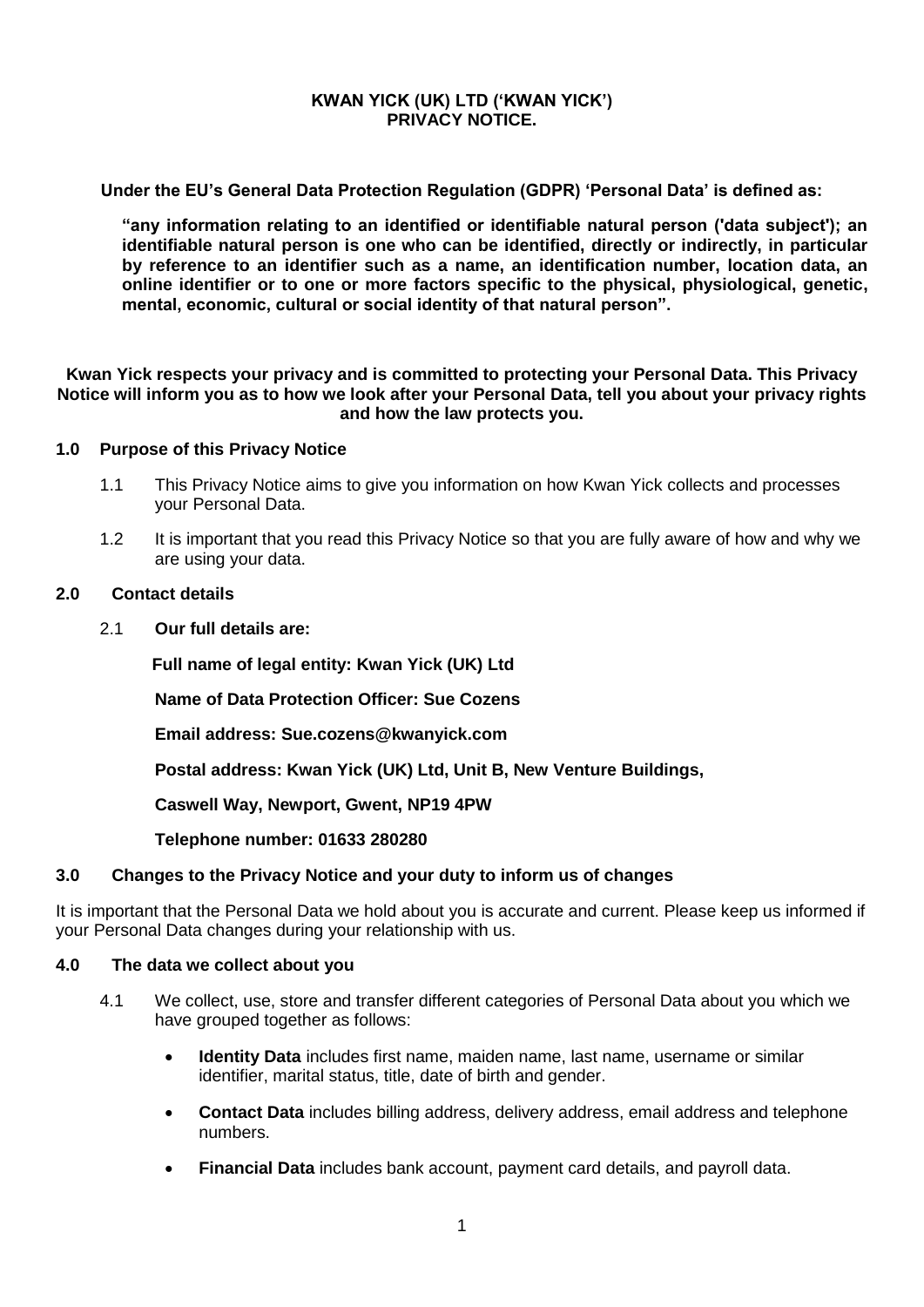**KWAN YICK (UK) LTD ('KWAN YICK')**
**PRIVACY NOTICE.**

**Under the EU's General Data Protection Regulation (GDPR) 'Personal Data' is defined as:**

**"any information relating to an identified or identifiable natural person ('data subject'); an identifiable natural person is one who can be identified, directly or indirectly, in particular by reference to an identifier such as a name, an identification number, location data, an online identifier or to one or more factors specific to the physical, physiological, genetic, mental, economic, cultural or social identity of that natural person".**

**Kwan Yick respects your privacy and is committed to protecting your Personal Data. This Privacy Notice will inform you as to how we look after your Personal Data, tell you about your privacy rights and how the law protects you.**

## 1.0 Purpose of this Privacy Notice

1.1 This Privacy Notice aims to give you information on how Kwan Yick collects and processes your Personal Data.

1.2 It is important that you read this Privacy Notice so that you are fully aware of how and why we are using your data.

## 2.0 Contact details

2.1 **Our full details are:**

**Full name of legal entity: Kwan Yick (UK) Ltd**

**Name of Data Protection Officer: Sue Cozens**

**Email address: Sue.cozens@kwanyick.com**

**Postal address: Kwan Yick (UK) Ltd, Unit B, New Venture Buildings,**

**Caswell Way, Newport, Gwent, NP19 4PW**

**Telephone number: 01633 280280**

## 3.0 Changes to the Privacy Notice and your duty to inform us of changes

It is important that the Personal Data we hold about you is accurate and current. Please keep us informed if your Personal Data changes during your relationship with us.

## 4.0 The data we collect about you

4.1 We collect, use, store and transfer different categories of Personal Data about you which we have grouped together as follows:

- **Identity Data** includes first name, maiden name, last name, username or similar identifier, marital status, title, date of birth and gender.
- **Contact Data** includes billing address, delivery address, email address and telephone numbers.
- **Financial Data** includes bank account, payment card details, and payroll data.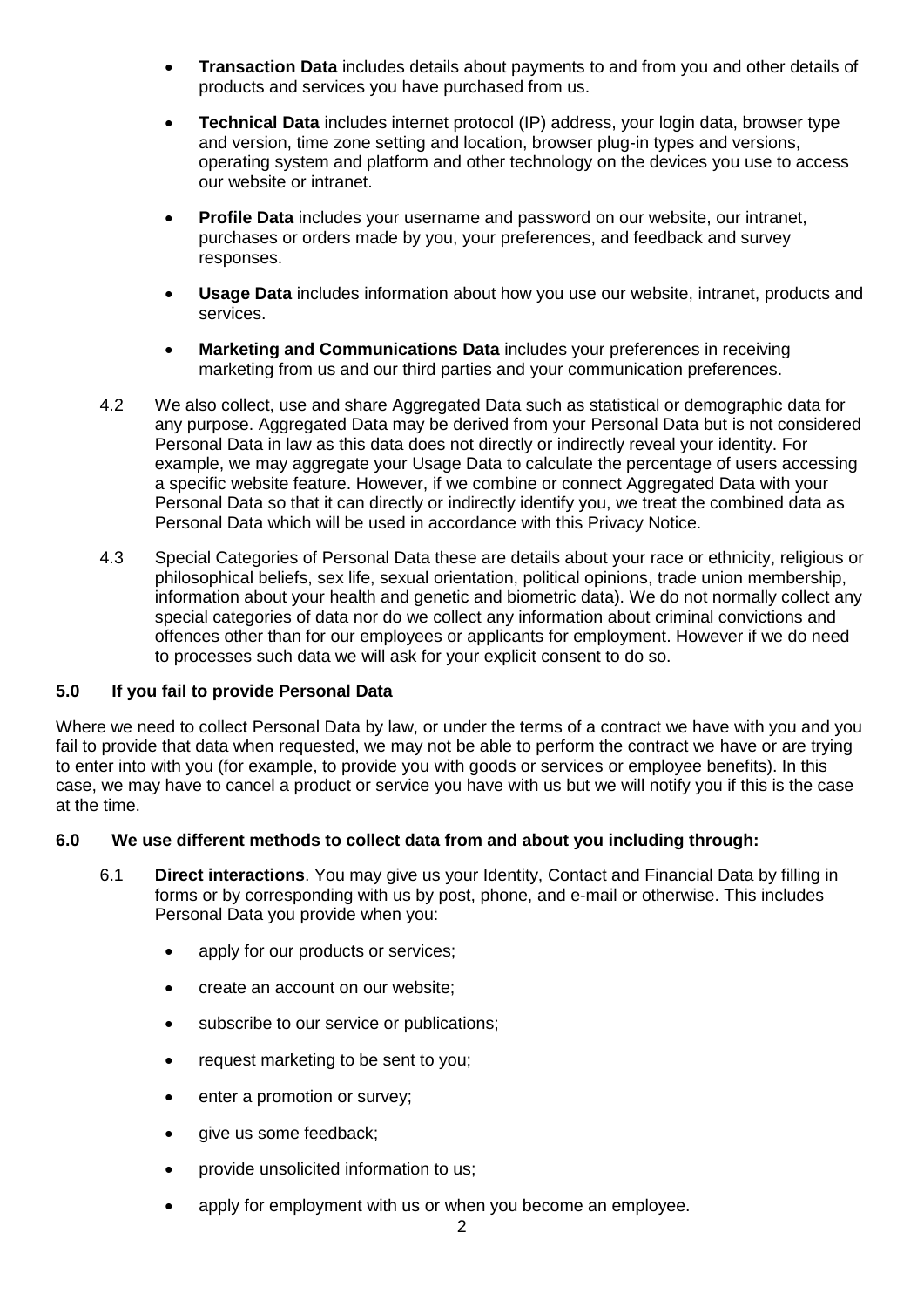- **Transaction Data** includes details about payments to and from you and other details of products and services you have purchased from us.
- **Technical Data** includes internet protocol (IP) address, your login data, browser type and version, time zone setting and location, browser plug-in types and versions, operating system and platform and other technology on the devices you use to access our website or intranet.
- **Profile Data** includes your username and password on our website, our intranet, purchases or orders made by you, your preferences, and feedback and survey responses.
- **Usage Data** includes information about how you use our website, intranet, products and services.
- **Marketing and Communications Data** includes your preferences in receiving marketing from us and our third parties and your communication preferences.

4.2 We also collect, use and share Aggregated Data such as statistical or demographic data for any purpose. Aggregated Data may be derived from your Personal Data but is not considered Personal Data in law as this data does not directly or indirectly reveal your identity. For example, we may aggregate your Usage Data to calculate the percentage of users accessing a specific website feature. However, if we combine or connect Aggregated Data with your Personal Data so that it can directly or indirectly identify you, we treat the combined data as Personal Data which will be used in accordance with this Privacy Notice.

4.3 Special Categories of Personal Data these are details about your race or ethnicity, religious or philosophical beliefs, sex life, sexual orientation, political opinions, trade union membership, information about your health and genetic and biometric data). We do not normally collect any special categories of data nor do we collect any information about criminal convictions and offences other than for our employees or applicants for employment. However if we do need to processes such data we will ask for your explicit consent to do so.

## 5.0 If you fail to provide Personal Data

Where we need to collect Personal Data by law, or under the terms of a contract we have with you and you fail to provide that data when requested, we may not be able to perform the contract we have or are trying to enter into with you (for example, to provide you with goods or services or employee benefits). In this case, we may have to cancel a product or service you have with us but we will notify you if this is the case at the time.

## 6.0 We use different methods to collect data from and about you including through:

6.1 **Direct interactions**. You may give us your Identity, Contact and Financial Data by filling in forms or by corresponding with us by post, phone, and e-mail or otherwise. This includes Personal Data you provide when you:

- apply for our products or services;
- create an account on our website;
- subscribe to our service or publications;
- request marketing to be sent to you;
- enter a promotion or survey;
- give us some feedback;
- provide unsolicited information to us;
- apply for employment with us or when you become an employee.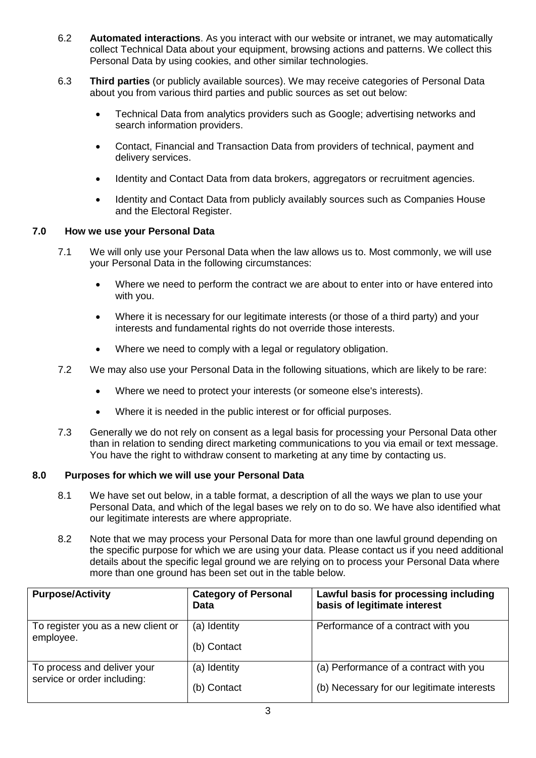6.2 **Automated interactions**. As you interact with our website or intranet, we may automatically collect Technical Data about your equipment, browsing actions and patterns. We collect this Personal Data by using cookies, and other similar technologies.

6.3 **Third parties** (or publicly available sources). We may receive categories of Personal Data about you from various third parties and public sources as set out below:

- Technical Data from analytics providers such as Google; advertising networks and search information providers.
- Contact, Financial and Transaction Data from providers of technical, payment and delivery services.
- Identity and Contact Data from data brokers, aggregators or recruitment agencies.
- Identity and Contact Data from publicly availably sources such as Companies House and the Electoral Register.

## 7.0 How we use your Personal Data

7.1 We will only use your Personal Data when the law allows us to. Most commonly, we will use your Personal Data in the following circumstances:

- Where we need to perform the contract we are about to enter into or have entered into with you.
- Where it is necessary for our legitimate interests (or those of a third party) and your interests and fundamental rights do not override those interests.
- Where we need to comply with a legal or regulatory obligation.

7.2 We may also use your Personal Data in the following situations, which are likely to be rare:

- Where we need to protect your interests (or someone else's interests).
- Where it is needed in the public interest or for official purposes.

7.3 Generally we do not rely on consent as a legal basis for processing your Personal Data other than in relation to sending direct marketing communications to you via email or text message. You have the right to withdraw consent to marketing at any time by contacting us.

## 8.0 Purposes for which we will use your Personal Data

8.1 We have set out below, in a table format, a description of all the ways we plan to use your Personal Data, and which of the legal bases we rely on to do so. We have also identified what our legitimate interests are where appropriate.

8.2 Note that we may process your Personal Data for more than one lawful ground depending on the specific purpose for which we are using your data. Please contact us if you need additional details about the specific legal ground we are relying on to process your Personal Data where more than one ground has been set out in the table below.

| Purpose/Activity | Category of Personal Data | Lawful basis for processing including basis of legitimate interest |
|---|---|---|
| To register you as a new client or employee. | (a) Identity<br>(b) Contact | Performance of a contract with you |
| To process and deliver your service or order including: | (a) Identity<br>(b) Contact | (a) Performance of a contract with you<br>(b) Necessary for our legitimate interests |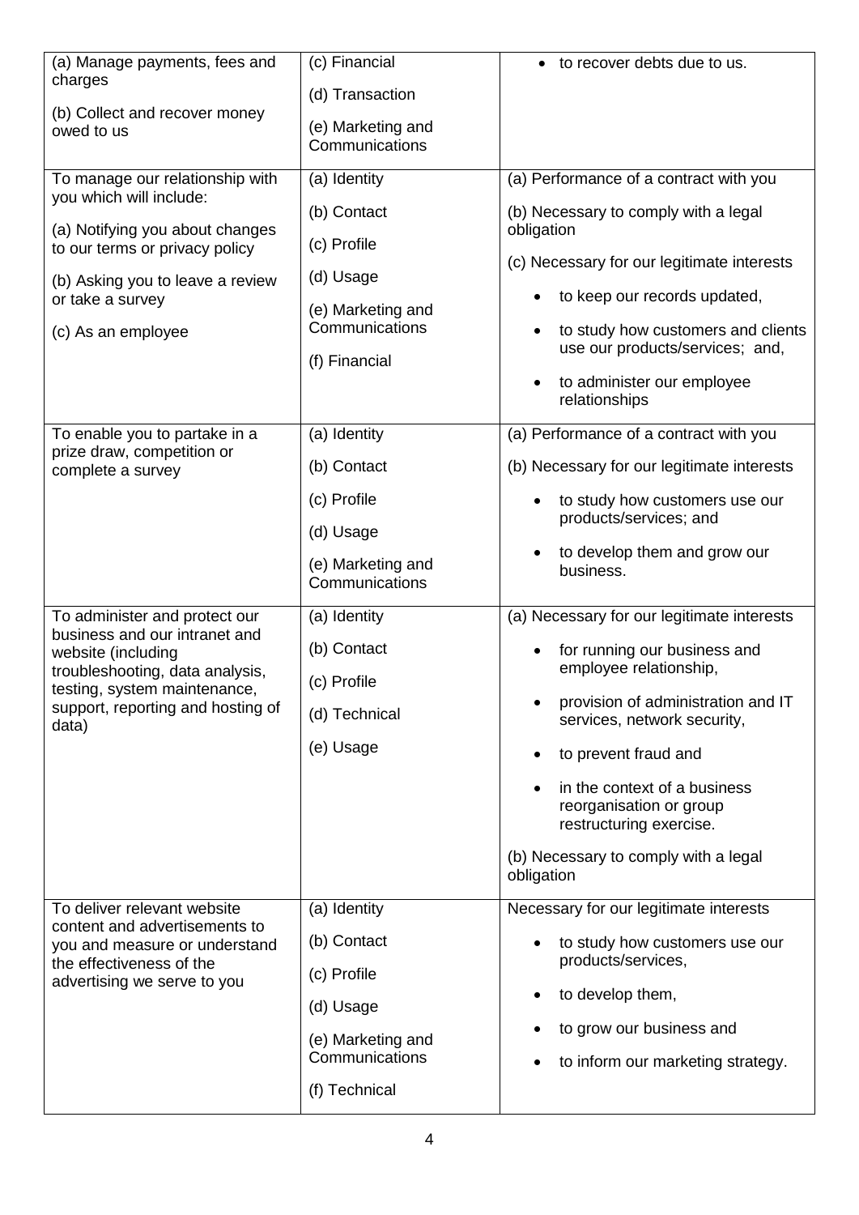| | | |
|---|---|---|
| (a) Manage payments, fees and charges<br><br>(b) Collect and recover money owed to us | (c) Financial<br><br>(d) Transaction<br><br>(e) Marketing and Communications | • to recover debts due to us. |
| To manage our relationship with you which will include:<br><br>(a) Notifying you about changes to our terms or privacy policy<br><br>(b) Asking you to leave a review or take a survey<br><br>(c) As an employee | (a) Identity<br><br>(b) Contact<br><br>(c) Profile<br><br>(d) Usage<br><br>(e) Marketing and Communications<br><br>(f) Financial | (a) Performance of a contract with you<br><br>(b) Necessary to comply with a legal obligation<br><br>(c) Necessary for our legitimate interests<br><br>• to keep our records updated,<br><br>• to study how customers and clients use our products/services; and,<br><br>• to administer our employee relationships |
| To enable you to partake in a prize draw, competition or complete a survey | (a) Identity<br><br>(b) Contact<br><br>(c) Profile<br><br>(d) Usage<br><br>(e) Marketing and Communications | (a) Performance of a contract with you<br><br>(b) Necessary for our legitimate interests<br><br>• to study how customers use our products/services; and<br><br>• to develop them and grow our business. |
| To administer and protect our business and our intranet and website (including troubleshooting, data analysis, testing, system maintenance, support, reporting and hosting of data) | (a) Identity<br><br>(b) Contact<br><br>(c) Profile<br><br>(d) Technical<br><br>(e) Usage | (a) Necessary for our legitimate interests<br><br>• for running our business and employee relationship,<br><br>• provision of administration and IT services, network security,<br><br>• to prevent fraud and<br><br>• in the context of a business reorganisation or group restructuring exercise.<br><br>(b) Necessary to comply with a legal obligation |
| To deliver relevant website content and advertisements to you and measure or understand the effectiveness of the advertising we serve to you | (a) Identity<br><br>(b) Contact<br><br>(c) Profile<br><br>(d) Usage<br><br>(e) Marketing and Communications<br><br>(f) Technical | Necessary for our legitimate interests<br><br>• to study how customers use our products/services,<br><br>• to develop them,<br><br>• to grow our business and<br><br>• to inform our marketing strategy. |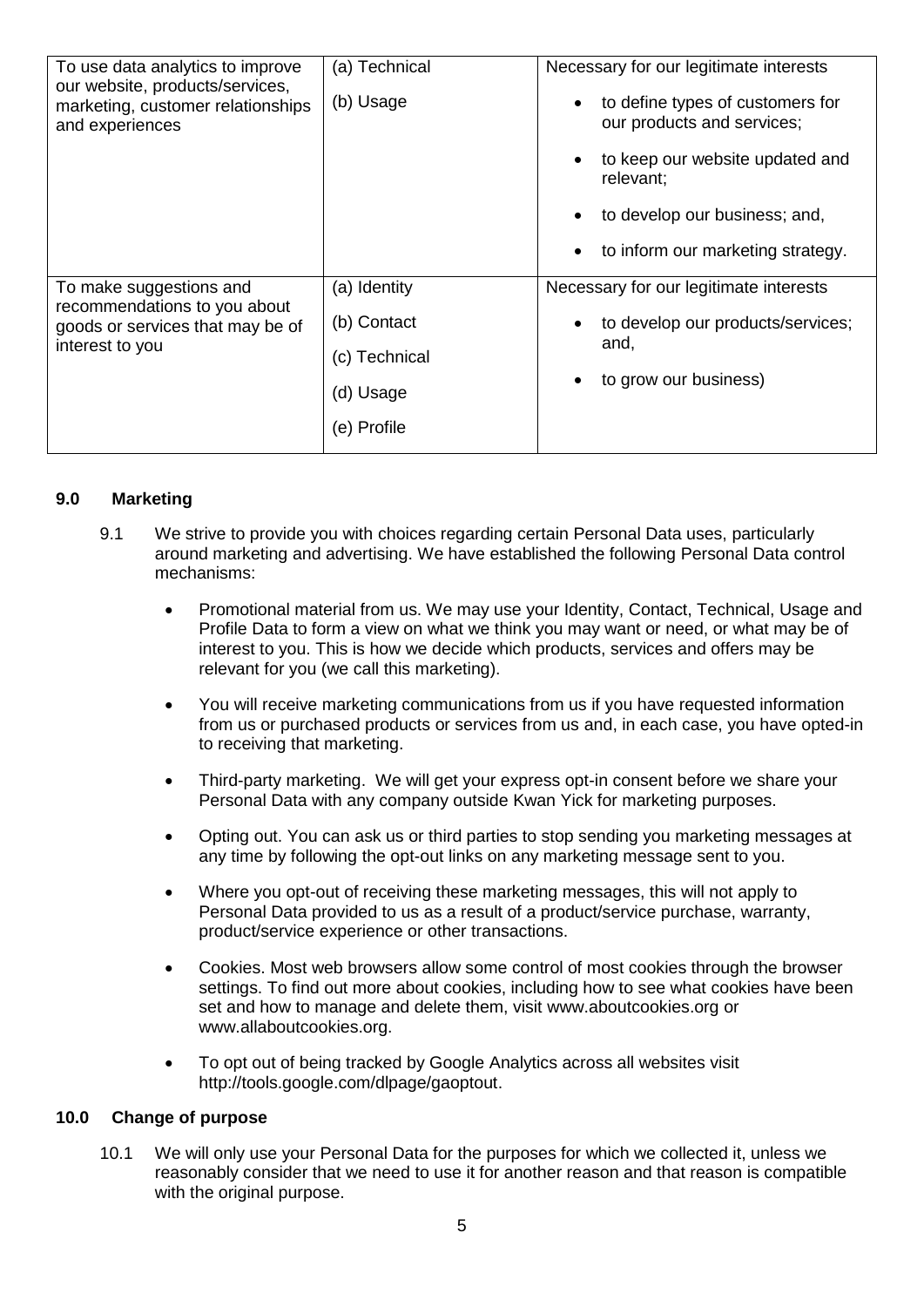| To use data analytics to improve our website, products/services, marketing, customer relationships and experiences | (a) Technical<br>(b) Usage | Necessary for our legitimate interests<br>• to define types of customers for our products and services;<br>• to keep our website updated and relevant;<br>• to develop our business; and,<br>• to inform our marketing strategy. |
|---|---|---|
| To make suggestions and recommendations to you about goods or services that may be of interest to you | (a) Identity<br>(b) Contact<br>(c) Technical<br>(d) Usage<br>(e) Profile | Necessary for our legitimate interests<br>• to develop our products/services; and,<br>• to grow our business) |

## 9.0 Marketing

9.1 We strive to provide you with choices regarding certain Personal Data uses, particularly around marketing and advertising. We have established the following Personal Data control mechanisms:

- Promotional material from us. We may use your Identity, Contact, Technical, Usage and Profile Data to form a view on what we think you may want or need, or what may be of interest to you. This is how we decide which products, services and offers may be relevant for you (we call this marketing).
- You will receive marketing communications from us if you have requested information from us or purchased products or services from us and, in each case, you have opted-in to receiving that marketing.
- Third-party marketing. We will get your express opt-in consent before we share your Personal Data with any company outside Kwan Yick for marketing purposes.
- Opting out. You can ask us or third parties to stop sending you marketing messages at any time by following the opt-out links on any marketing message sent to you.
- Where you opt-out of receiving these marketing messages, this will not apply to Personal Data provided to us as a result of a product/service purchase, warranty, product/service experience or other transactions.
- Cookies. Most web browsers allow some control of most cookies through the browser settings. To find out more about cookies, including how to see what cookies have been set and how to manage and delete them, visit www.aboutcookies.org or www.allaboutcookies.org.
- To opt out of being tracked by Google Analytics across all websites visit http://tools.google.com/dlpage/gaoptout.

## 10.0 Change of purpose

10.1 We will only use your Personal Data for the purposes for which we collected it, unless we reasonably consider that we need to use it for another reason and that reason is compatible with the original purpose.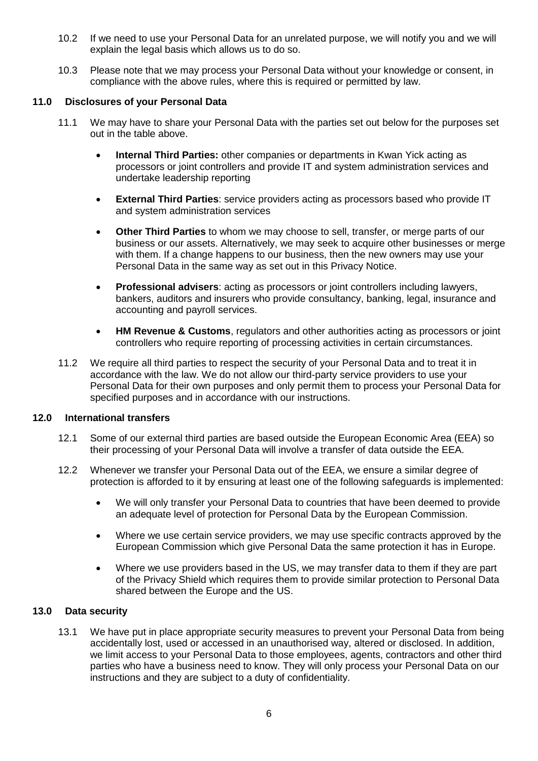10.2 If we need to use your Personal Data for an unrelated purpose, we will notify you and we will explain the legal basis which allows us to do so.

10.3 Please note that we may process your Personal Data without your knowledge or consent, in compliance with the above rules, where this is required or permitted by law.

## 11.0 Disclosures of your Personal Data

11.1 We may have to share your Personal Data with the parties set out below for the purposes set out in the table above.

- **Internal Third Parties:** other companies or departments in Kwan Yick acting as processors or joint controllers and provide IT and system administration services and undertake leadership reporting
- **External Third Parties**: service providers acting as processors based who provide IT and system administration services
- **Other Third Parties** to whom we may choose to sell, transfer, or merge parts of our business or our assets. Alternatively, we may seek to acquire other businesses or merge with them. If a change happens to our business, then the new owners may use your Personal Data in the same way as set out in this Privacy Notice.
- **Professional advisers**: acting as processors or joint controllers including lawyers, bankers, auditors and insurers who provide consultancy, banking, legal, insurance and accounting and payroll services.
- **HM Revenue & Customs**, regulators and other authorities acting as processors or joint controllers who require reporting of processing activities in certain circumstances.

11.2 We require all third parties to respect the security of your Personal Data and to treat it in accordance with the law. We do not allow our third-party service providers to use your Personal Data for their own purposes and only permit them to process your Personal Data for specified purposes and in accordance with our instructions.

## 12.0 International transfers

12.1 Some of our external third parties are based outside the European Economic Area (EEA) so their processing of your Personal Data will involve a transfer of data outside the EEA.

12.2 Whenever we transfer your Personal Data out of the EEA, we ensure a similar degree of protection is afforded to it by ensuring at least one of the following safeguards is implemented:

- We will only transfer your Personal Data to countries that have been deemed to provide an adequate level of protection for Personal Data by the European Commission.
- Where we use certain service providers, we may use specific contracts approved by the European Commission which give Personal Data the same protection it has in Europe.
- Where we use providers based in the US, we may transfer data to them if they are part of the Privacy Shield which requires them to provide similar protection to Personal Data shared between the Europe and the US.

## 13.0 Data security

13.1 We have put in place appropriate security measures to prevent your Personal Data from being accidentally lost, used or accessed in an unauthorised way, altered or disclosed. In addition, we limit access to your Personal Data to those employees, agents, contractors and other third parties who have a business need to know. They will only process your Personal Data on our instructions and they are subject to a duty of confidentiality.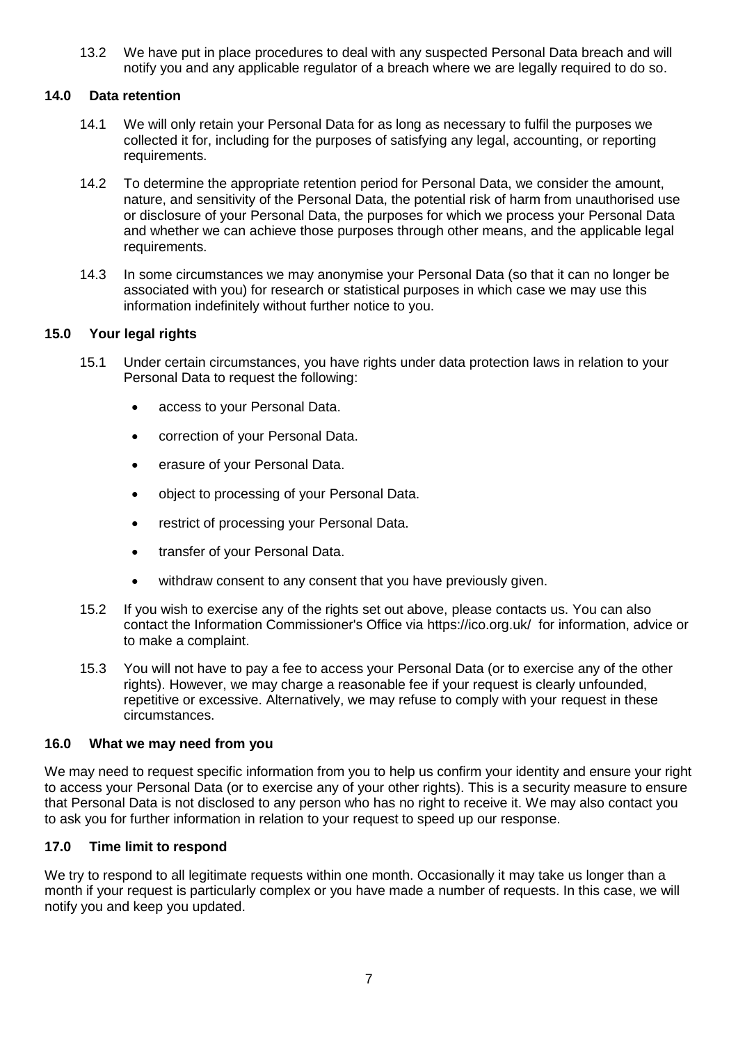13.2 We have put in place procedures to deal with any suspected Personal Data breach and will notify you and any applicable regulator of a breach where we are legally required to do so.

## 14.0 Data retention

14.1 We will only retain your Personal Data for as long as necessary to fulfil the purposes we collected it for, including for the purposes of satisfying any legal, accounting, or reporting requirements.

14.2 To determine the appropriate retention period for Personal Data, we consider the amount, nature, and sensitivity of the Personal Data, the potential risk of harm from unauthorised use or disclosure of your Personal Data, the purposes for which we process your Personal Data and whether we can achieve those purposes through other means, and the applicable legal requirements.

14.3 In some circumstances we may anonymise your Personal Data (so that it can no longer be associated with you) for research or statistical purposes in which case we may use this information indefinitely without further notice to you.

## 15.0 Your legal rights

15.1 Under certain circumstances, you have rights under data protection laws in relation to your Personal Data to request the following:

- access to your Personal Data.
- correction of your Personal Data.
- erasure of your Personal Data.
- object to processing of your Personal Data.
- restrict of processing your Personal Data.
- transfer of your Personal Data.
- withdraw consent to any consent that you have previously given.

15.2 If you wish to exercise any of the rights set out above, please contacts us. You can also contact the Information Commissioner's Office via https://ico.org.uk/ for information, advice or to make a complaint.

15.3 You will not have to pay a fee to access your Personal Data (or to exercise any of the other rights). However, we may charge a reasonable fee if your request is clearly unfounded, repetitive or excessive. Alternatively, we may refuse to comply with your request in these circumstances.

## 16.0 What we may need from you

We may need to request specific information from you to help us confirm your identity and ensure your right to access your Personal Data (or to exercise any of your other rights). This is a security measure to ensure that Personal Data is not disclosed to any person who has no right to receive it. We may also contact you to ask you for further information in relation to your request to speed up our response.

## 17.0 Time limit to respond

We try to respond to all legitimate requests within one month. Occasionally it may take us longer than a month if your request is particularly complex or you have made a number of requests. In this case, we will notify you and keep you updated.